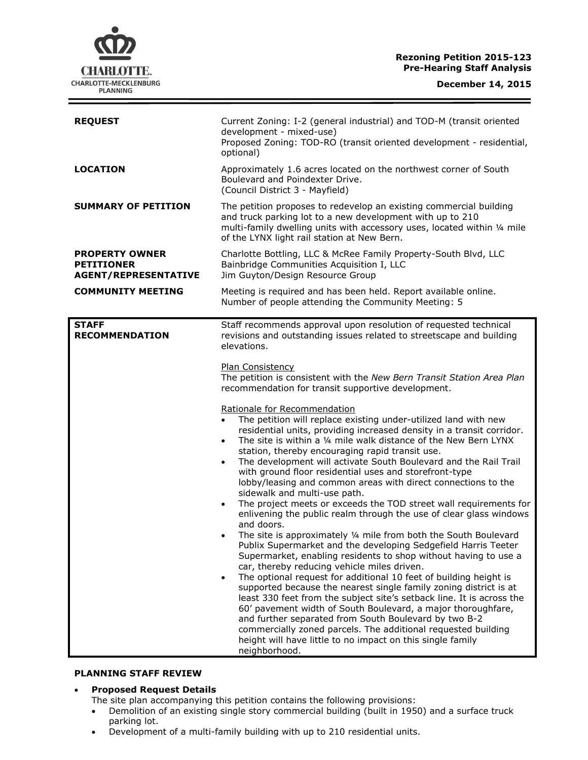CHARLOTTE.
CHARLOTTE-MECKLENBURG PLANNING

**Rezoning Petition 2015-123**
**Pre-Hearing Staff Analysis**

**December 14, 2015**

| | |
|---|---|
| **REQUEST** | Current Zoning: I-2 (general industrial) and TOD-M (transit oriented development - mixed-use)<br>Proposed Zoning: TOD-RO (transit oriented development - residential, optional) |
| **LOCATION** | Approximately 1.6 acres located on the northwest corner of South Boulevard and Poindexter Drive.<br>(Council District 3 - Mayfield) |
| **SUMMARY OF PETITION** | The petition proposes to redevelop an existing commercial building and truck parking lot to a new development with up to 210 multi-family dwelling units with accessory uses, located within ¼ mile of the LYNX light rail station at New Bern. |
| **PROPERTY OWNER**<br>**PETITIONER**<br>**AGENT/REPRESENTATIVE** | Charlotte Bottling, LLC & McRee Family Property-South Blvd, LLC<br>Bainbridge Communities Acquisition I, LLC<br>Jim Guyton/Design Resource Group |
| **COMMUNITY MEETING** | Meeting is required and has been held. Report available online.<br>Number of people attending the Community Meeting: 5 |

| | |
|---|---|
| **STAFF RECOMMENDATION** | Staff recommends approval upon resolution of requested technical revisions and outstanding issues related to streetscape and building elevations.<br><br><u>Plan Consistency</u><br>The petition is consistent with the *New Bern Transit Station Area Plan* recommendation for transit supportive development.<br><br><u>Rationale for Recommendation</u><br>• The petition will replace existing under-utilized land with new residential units, providing increased density in a transit corridor.<br>• The site is within a ¼ mile walk distance of the New Bern LYNX station, thereby encouraging rapid transit use.<br>• The development will activate South Boulevard and the Rail Trail with ground floor residential uses and storefront-type lobby/leasing and common areas with direct connections to the sidewalk and multi-use path.<br>• The project meets or exceeds the TOD street wall requirements for enlivening the public realm through the use of clear glass windows and doors.<br>• The site is approximately ¼ mile from both the South Boulevard Publix Supermarket and the developing Sedgefield Harris Teeter Supermarket, enabling residents to shop without having to use a car, thereby reducing vehicle miles driven.<br>• The optional request for additional 10 feet of building height is supported because the nearest single family zoning district is at least 330 feet from the subject site's setback line. It is across the 60' pavement width of South Boulevard, a major thoroughfare, and further separated from South Boulevard by two B-2 commercially zoned parcels. The additional requested building height will have little to no impact on this single family neighborhood. |

**PLANNING STAFF REVIEW**

- **Proposed Request Details**
  The site plan accompanying this petition contains the following provisions:
  - Demolition of an existing single story commercial building (built in 1950) and a surface truck parking lot.
  - Development of a multi-family building with up to 210 residential units.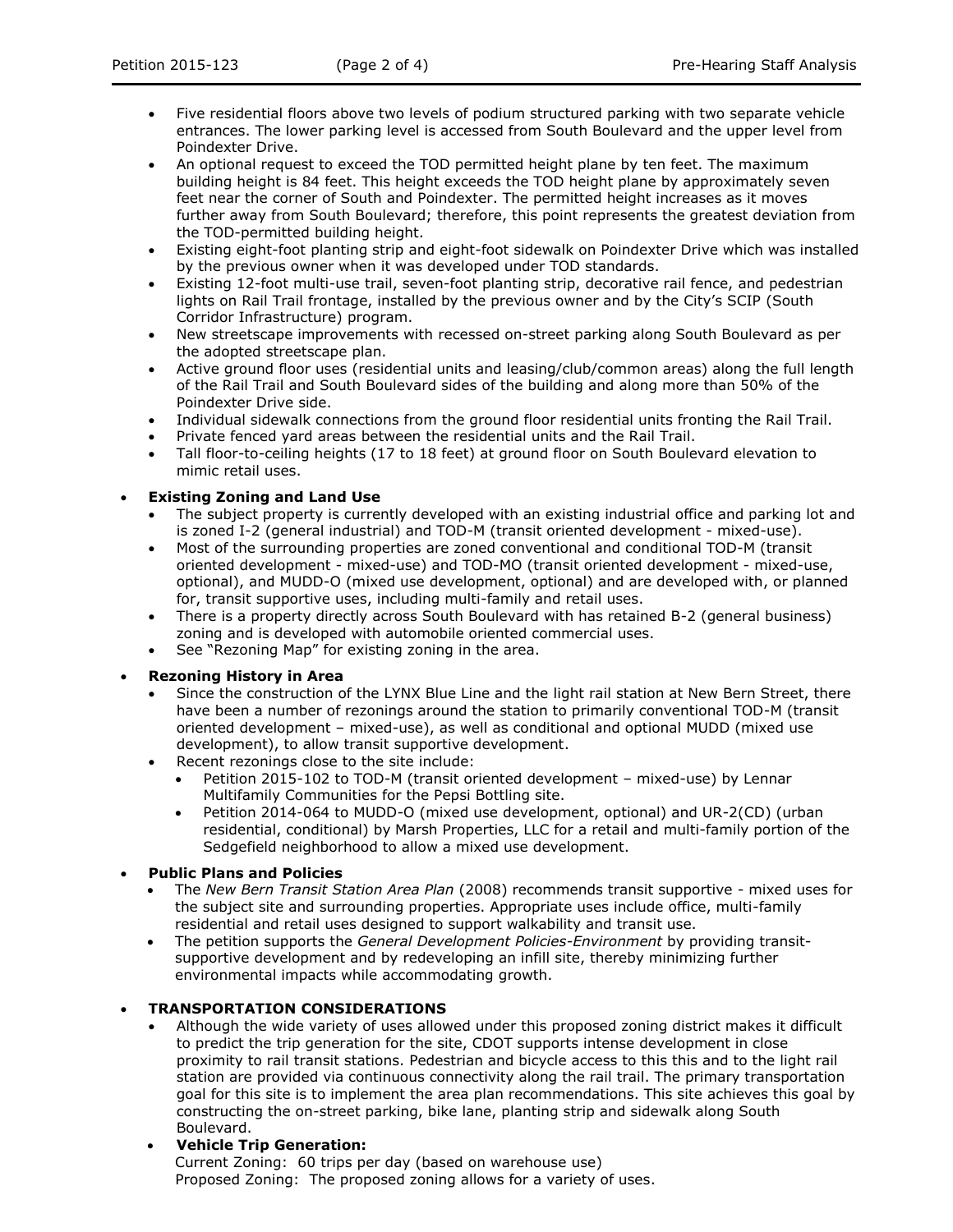- Five residential floors above two levels of podium structured parking with two separate vehicle entrances. The lower parking level is accessed from South Boulevard and the upper level from Poindexter Drive.
- An optional request to exceed the TOD permitted height plane by ten feet. The maximum building height is 84 feet. This height exceeds the TOD height plane by approximately seven feet near the corner of South and Poindexter. The permitted height increases as it moves further away from South Boulevard; therefore, this point represents the greatest deviation from the TOD-permitted building height.
- Existing eight-foot planting strip and eight-foot sidewalk on Poindexter Drive which was installed by the previous owner when it was developed under TOD standards.
- Existing 12-foot multi-use trail, seven-foot planting strip, decorative rail fence, and pedestrian lights on Rail Trail frontage, installed by the previous owner and by the City's SCIP (South Corridor Infrastructure) program.
- New streetscape improvements with recessed on-street parking along South Boulevard as per the adopted streetscape plan.
- Active ground floor uses (residential units and leasing/club/common areas) along the full length of the Rail Trail and South Boulevard sides of the building and along more than 50% of the Poindexter Drive side.
- Individual sidewalk connections from the ground floor residential units fronting the Rail Trail.
- Private fenced yard areas between the residential units and the Rail Trail.
- Tall floor-to-ceiling heights (17 to 18 feet) at ground floor on South Boulevard elevation to mimic retail uses.

- **Existing Zoning and Land Use**
  - The subject property is currently developed with an existing industrial office and parking lot and is zoned I-2 (general industrial) and TOD-M (transit oriented development - mixed-use).
  - Most of the surrounding properties are zoned conventional and conditional TOD-M (transit oriented development - mixed-use) and TOD-MO (transit oriented development - mixed-use, optional), and MUDD-O (mixed use development, optional) and are developed with, or planned for, transit supportive uses, including multi-family and retail uses.
  - There is a property directly across South Boulevard with has retained B-2 (general business) zoning and is developed with automobile oriented commercial uses.
  - See "Rezoning Map" for existing zoning in the area.

- **Rezoning History in Area**
  - Since the construction of the LYNX Blue Line and the light rail station at New Bern Street, there have been a number of rezonings around the station to primarily conventional TOD-M (transit oriented development – mixed-use), as well as conditional and optional MUDD (mixed use development), to allow transit supportive development.
  - Recent rezonings close to the site include:
    - Petition 2015-102 to TOD-M (transit oriented development – mixed-use) by Lennar Multifamily Communities for the Pepsi Bottling site.
    - Petition 2014-064 to MUDD-O (mixed use development, optional) and UR-2(CD) (urban residential, conditional) by Marsh Properties, LLC for a retail and multi-family portion of the Sedgefield neighborhood to allow a mixed use development.

- **Public Plans and Policies**
  - The *New Bern Transit Station Area Plan* (2008) recommends transit supportive - mixed uses for the subject site and surrounding properties. Appropriate uses include office, multi-family residential and retail uses designed to support walkability and transit use.
  - The petition supports the *General Development Policies-Environment* by providing transit-supportive development and by redeveloping an infill site, thereby minimizing further environmental impacts while accommodating growth.

- **TRANSPORTATION CONSIDERATIONS**
  - Although the wide variety of uses allowed under this proposed zoning district makes it difficult to predict the trip generation for the site, CDOT supports intense development in close proximity to rail transit stations. Pedestrian and bicycle access to this this and to the light rail station are provided via continuous connectivity along the rail trail. The primary transportation goal for this site is to implement the area plan recommendations. This site achieves this goal by constructing the on-street parking, bike lane, planting strip and sidewalk along South Boulevard.
  - **Vehicle Trip Generation:**
    Current Zoning: 60 trips per day (based on warehouse use)
    Proposed Zoning: The proposed zoning allows for a variety of uses.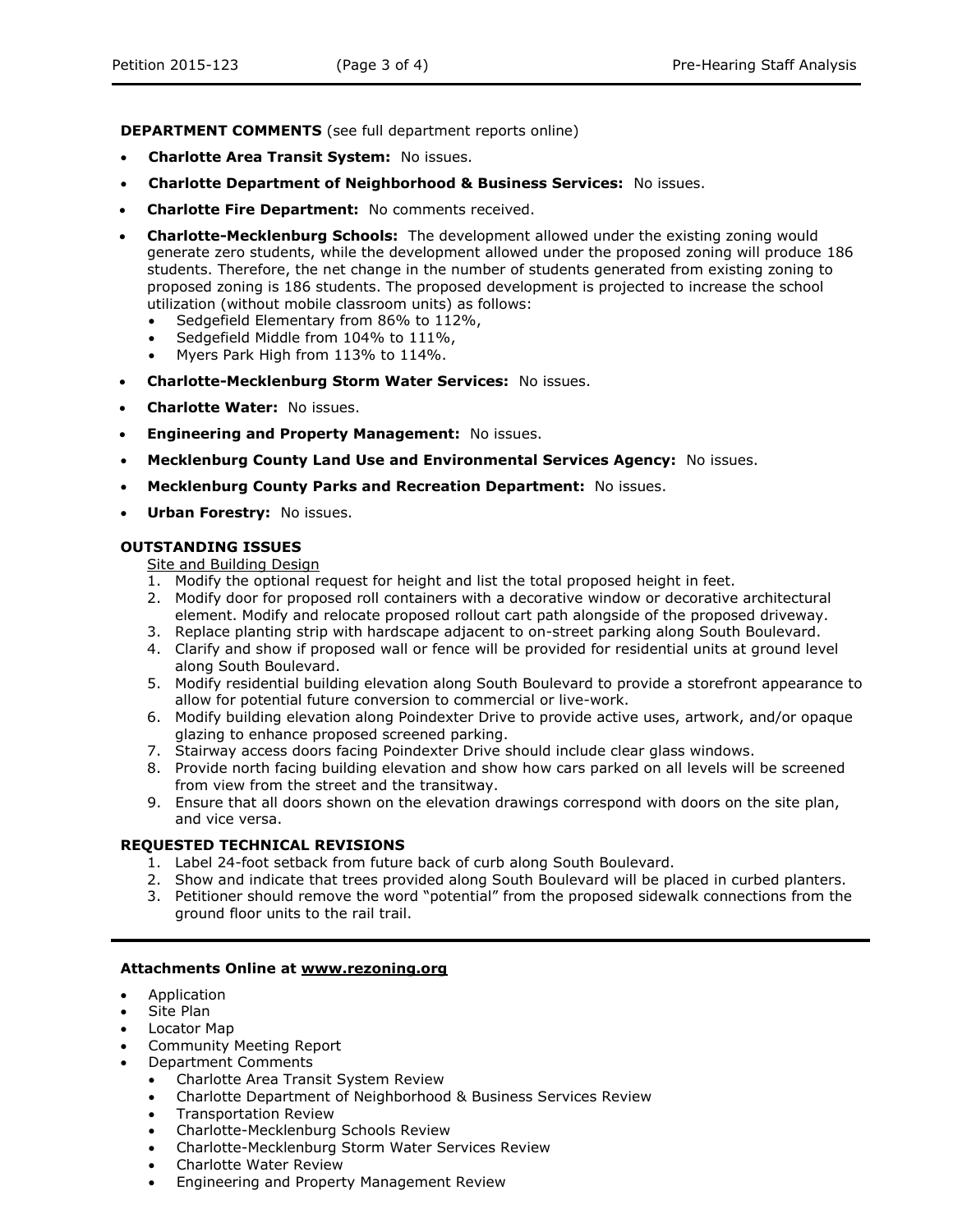**DEPARTMENT COMMENTS** (see full department reports online)

- **Charlotte Area Transit System:** No issues.
- **Charlotte Department of Neighborhood & Business Services:** No issues.
- **Charlotte Fire Department:** No comments received.
- **Charlotte-Mecklenburg Schools:** The development allowed under the existing zoning would generate zero students, while the development allowed under the proposed zoning will produce 186 students. Therefore, the net change in the number of students generated from existing zoning to proposed zoning is 186 students. The proposed development is projected to increase the school utilization (without mobile classroom units) as follows:
    - Sedgefield Elementary from 86% to 112%,
    - Sedgefield Middle from 104% to 111%,
    - Myers Park High from 113% to 114%.
- **Charlotte-Mecklenburg Storm Water Services:** No issues.
- **Charlotte Water:** No issues.
- **Engineering and Property Management:** No issues.
- **Mecklenburg County Land Use and Environmental Services Agency:** No issues.
- **Mecklenburg County Parks and Recreation Department:** No issues.
- **Urban Forestry:** No issues.

**OUTSTANDING ISSUES**

Site and Building Design

1. Modify the optional request for height and list the total proposed height in feet.
2. Modify door for proposed roll containers with a decorative window or decorative architectural element. Modify and relocate proposed rollout cart path alongside of the proposed driveway.
3. Replace planting strip with hardscape adjacent to on-street parking along South Boulevard.
4. Clarify and show if proposed wall or fence will be provided for residential units at ground level along South Boulevard.
5. Modify residential building elevation along South Boulevard to provide a storefront appearance to allow for potential future conversion to commercial or live-work.
6. Modify building elevation along Poindexter Drive to provide active uses, artwork, and/or opaque glazing to enhance proposed screened parking.
7. Stairway access doors facing Poindexter Drive should include clear glass windows.
8. Provide north facing building elevation and show how cars parked on all levels will be screened from view from the street and the transitway.
9. Ensure that all doors shown on the elevation drawings correspond with doors on the site plan, and vice versa.

**REQUESTED TECHNICAL REVISIONS**

1. Label 24-foot setback from future back of curb along South Boulevard.
2. Show and indicate that trees provided along South Boulevard will be placed in curbed planters.
3. Petitioner should remove the word "potential" from the proposed sidewalk connections from the ground floor units to the rail trail.

---

**Attachments Online at www.rezoning.org**

- Application
- Site Plan
- Locator Map
- Community Meeting Report
- Department Comments
    - Charlotte Area Transit System Review
    - Charlotte Department of Neighborhood & Business Services Review
    - Transportation Review
    - Charlotte-Mecklenburg Schools Review
    - Charlotte-Mecklenburg Storm Water Services Review
    - Charlotte Water Review
    - Engineering and Property Management Review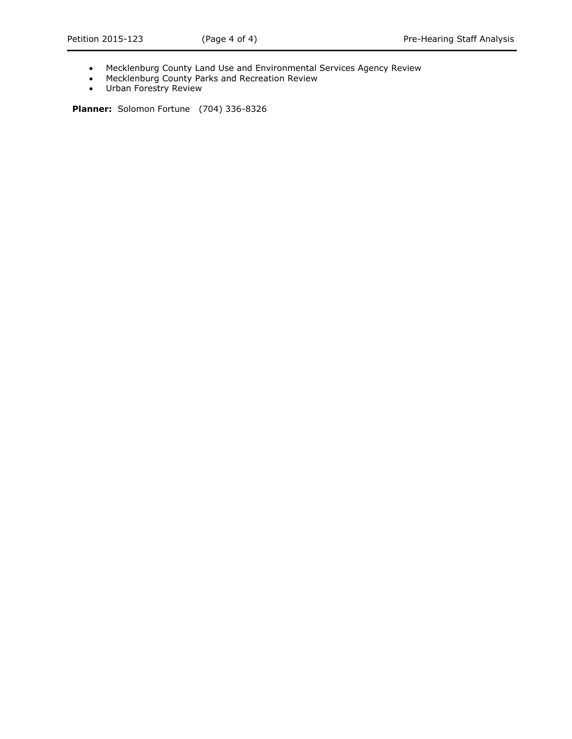- Mecklenburg County Land Use and Environmental Services Agency Review
- Mecklenburg County Parks and Recreation Review
- Urban Forestry Review

**Planner:** Solomon Fortune (704) 336-8326